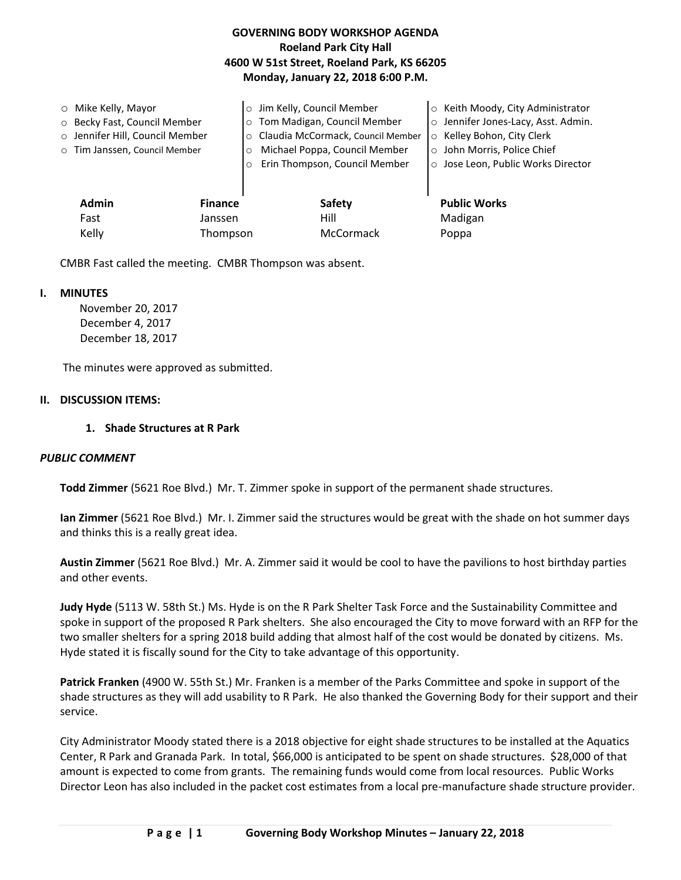# GOVERNING BODY WORKSHOP AGENDA
## Roeland Park City Hall
## 4600 W 51st Street, Roeland Park, KS 66205
## Monday, January 22, 2018 6:00 P.M.

- Mike Kelly, Mayor
- Becky Fast, Council Member
- Jennifer Hill, Council Member
- Tim Janssen, Council Member
- Jim Kelly, Council Member
- Tom Madigan, Council Member
- Claudia McCormack, Council Member
- Michael Poppa, Council Member
- Erin Thompson, Council Member
- Keith Moody, City Administrator
- Jennifer Jones-Lacy, Asst. Admin.
- Kelley Bohon, City Clerk
- John Morris, Police Chief
- Jose Leon, Public Works Director

| Admin | Finance | Safety | Public Works |
|---|---|---|---|
| Fast | Janssen | Hill | Madigan |
| Kelly | Thompson | McCormack | Poppa |

CMBR Fast called the meeting. CMBR Thompson was absent.

**I. MINUTES**

November 20, 2017
December 4, 2017
December 18, 2017

The minutes were approved as submitted.

**II. DISCUSSION ITEMS:**

**1. Shade Structures at R Park**

***PUBLIC COMMENT***

**Todd Zimmer** (5621 Roe Blvd.) Mr. T. Zimmer spoke in support of the permanent shade structures.

**Ian Zimmer** (5621 Roe Blvd.) Mr. I. Zimmer said the structures would be great with the shade on hot summer days and thinks this is a really great idea.

**Austin Zimmer** (5621 Roe Blvd.) Mr. A. Zimmer said it would be cool to have the pavilions to host birthday parties and other events.

**Judy Hyde** (5113 W. 58th St.) Ms. Hyde is on the R Park Shelter Task Force and the Sustainability Committee and spoke in support of the proposed R Park shelters. She also encouraged the City to move forward with an RFP for the two smaller shelters for a spring 2018 build adding that almost half of the cost would be donated by citizens. Ms. Hyde stated it is fiscally sound for the City to take advantage of this opportunity.

**Patrick Franken** (4900 W. 55th St.) Mr. Franken is a member of the Parks Committee and spoke in support of the shade structures as they will add usability to R Park. He also thanked the Governing Body for their support and their service.

City Administrator Moody stated there is a 2018 objective for eight shade structures to be installed at the Aquatics Center, R Park and Granada Park. In total, $66,000 is anticipated to be spent on shade structures. $28,000 of that amount is expected to come from grants. The remaining funds would come from local resources. Public Works Director Leon has also included in the packet cost estimates from a local pre-manufacture shade structure provider.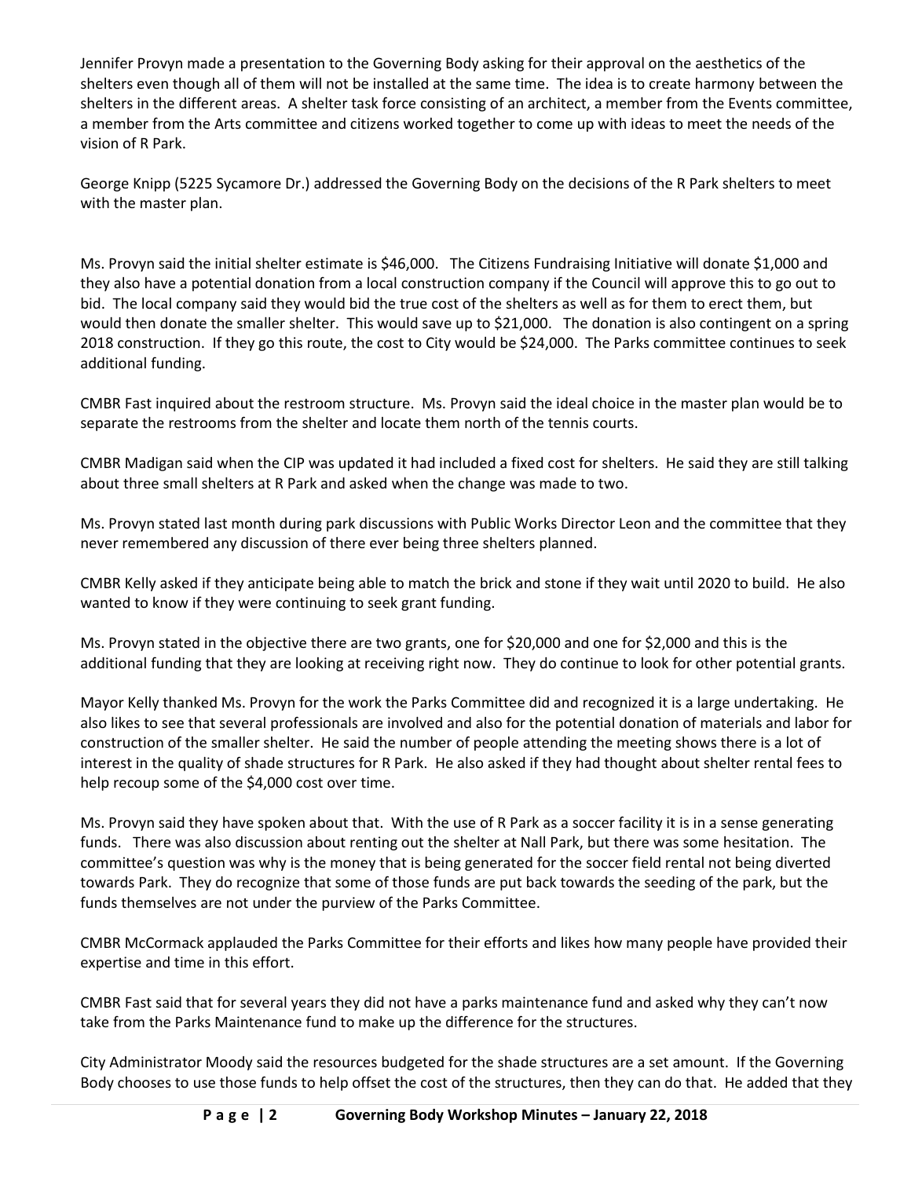Jennifer Provyn made a presentation to the Governing Body asking for their approval on the aesthetics of the shelters even though all of them will not be installed at the same time. The idea is to create harmony between the shelters in the different areas. A shelter task force consisting of an architect, a member from the Events committee, a member from the Arts committee and citizens worked together to come up with ideas to meet the needs of the vision of R Park.

George Knipp (5225 Sycamore Dr.) addressed the Governing Body on the decisions of the R Park shelters to meet with the master plan.

Ms. Provyn said the initial shelter estimate is $46,000. The Citizens Fundraising Initiative will donate $1,000 and they also have a potential donation from a local construction company if the Council will approve this to go out to bid. The local company said they would bid the true cost of the shelters as well as for them to erect them, but would then donate the smaller shelter. This would save up to $21,000. The donation is also contingent on a spring 2018 construction. If they go this route, the cost to City would be $24,000. The Parks committee continues to seek additional funding.

CMBR Fast inquired about the restroom structure. Ms. Provyn said the ideal choice in the master plan would be to separate the restrooms from the shelter and locate them north of the tennis courts.

CMBR Madigan said when the CIP was updated it had included a fixed cost for shelters. He said they are still talking about three small shelters at R Park and asked when the change was made to two.

Ms. Provyn stated last month during park discussions with Public Works Director Leon and the committee that they never remembered any discussion of there ever being three shelters planned.

CMBR Kelly asked if they anticipate being able to match the brick and stone if they wait until 2020 to build. He also wanted to know if they were continuing to seek grant funding.

Ms. Provyn stated in the objective there are two grants, one for $20,000 and one for $2,000 and this is the additional funding that they are looking at receiving right now. They do continue to look for other potential grants.

Mayor Kelly thanked Ms. Provyn for the work the Parks Committee did and recognized it is a large undertaking. He also likes to see that several professionals are involved and also for the potential donation of materials and labor for construction of the smaller shelter. He said the number of people attending the meeting shows there is a lot of interest in the quality of shade structures for R Park. He also asked if they had thought about shelter rental fees to help recoup some of the $4,000 cost over time.

Ms. Provyn said they have spoken about that. With the use of R Park as a soccer facility it is in a sense generating funds. There was also discussion about renting out the shelter at Nall Park, but there was some hesitation. The committee's question was why is the money that is being generated for the soccer field rental not being diverted towards Park. They do recognize that some of those funds are put back towards the seeding of the park, but the funds themselves are not under the purview of the Parks Committee.

CMBR McCormack applauded the Parks Committee for their efforts and likes how many people have provided their expertise and time in this effort.

CMBR Fast said that for several years they did not have a parks maintenance fund and asked why they can't now take from the Parks Maintenance fund to make up the difference for the structures.

City Administrator Moody said the resources budgeted for the shade structures are a set amount. If the Governing Body chooses to use those funds to help offset the cost of the structures, then they can do that. He added that they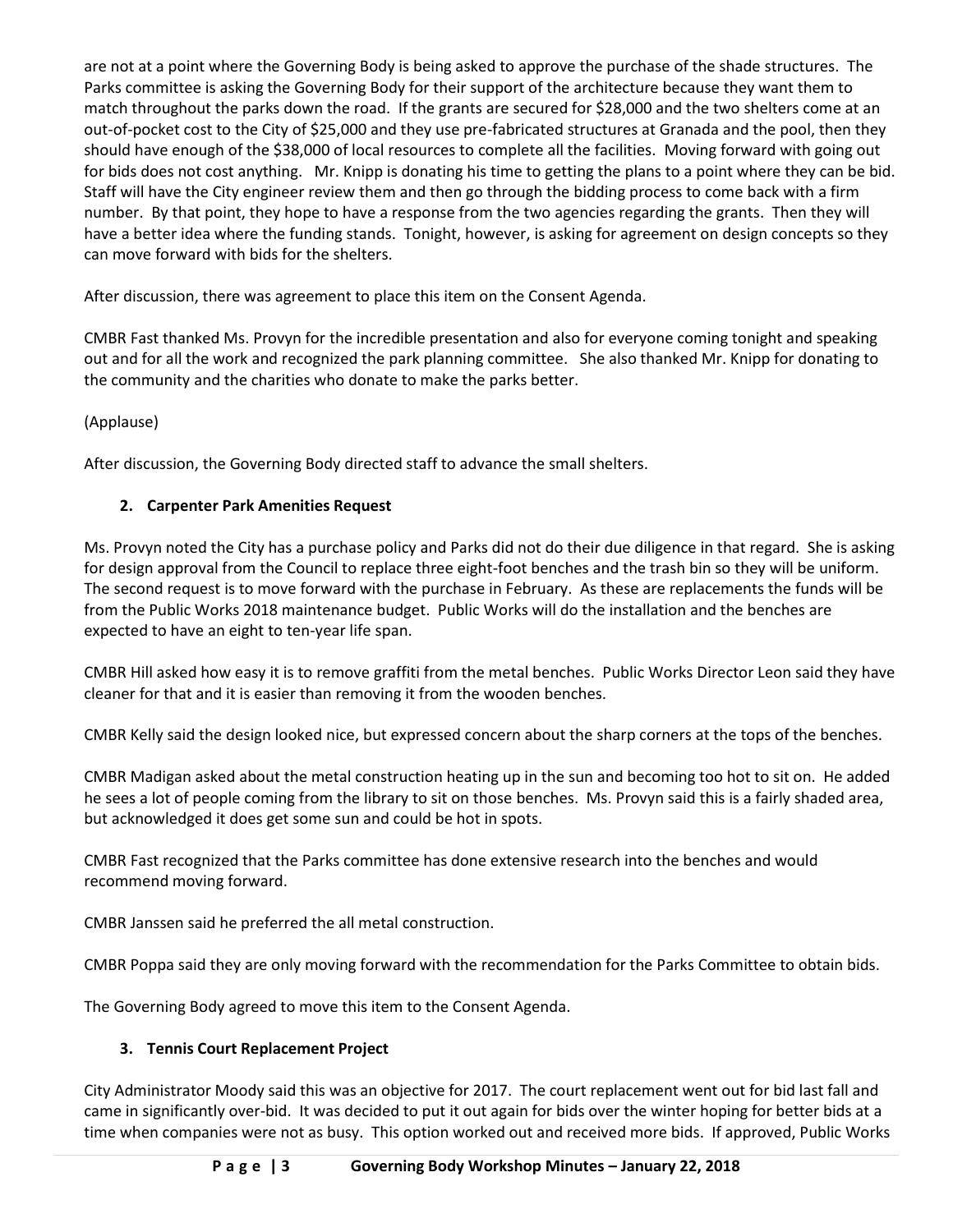are not at a point where the Governing Body is being asked to approve the purchase of the shade structures. The Parks committee is asking the Governing Body for their support of the architecture because they want them to match throughout the parks down the road. If the grants are secured for $28,000 and the two shelters come at an out-of-pocket cost to the City of $25,000 and they use pre-fabricated structures at Granada and the pool, then they should have enough of the $38,000 of local resources to complete all the facilities. Moving forward with going out for bids does not cost anything. Mr. Knipp is donating his time to getting the plans to a point where they can be bid. Staff will have the City engineer review them and then go through the bidding process to come back with a firm number. By that point, they hope to have a response from the two agencies regarding the grants. Then they will have a better idea where the funding stands. Tonight, however, is asking for agreement on design concepts so they can move forward with bids for the shelters.

After discussion, there was agreement to place this item on the Consent Agenda.

CMBR Fast thanked Ms. Provyn for the incredible presentation and also for everyone coming tonight and speaking out and for all the work and recognized the park planning committee. She also thanked Mr. Knipp for donating to the community and the charities who donate to make the parks better.

(Applause)

After discussion, the Governing Body directed staff to advance the small shelters.

**2. Carpenter Park Amenities Request**

Ms. Provyn noted the City has a purchase policy and Parks did not do their due diligence in that regard. She is asking for design approval from the Council to replace three eight-foot benches and the trash bin so they will be uniform. The second request is to move forward with the purchase in February. As these are replacements the funds will be from the Public Works 2018 maintenance budget. Public Works will do the installation and the benches are expected to have an eight to ten-year life span.

CMBR Hill asked how easy it is to remove graffiti from the metal benches. Public Works Director Leon said they have cleaner for that and it is easier than removing it from the wooden benches.

CMBR Kelly said the design looked nice, but expressed concern about the sharp corners at the tops of the benches.

CMBR Madigan asked about the metal construction heating up in the sun and becoming too hot to sit on. He added he sees a lot of people coming from the library to sit on those benches. Ms. Provyn said this is a fairly shaded area, but acknowledged it does get some sun and could be hot in spots.

CMBR Fast recognized that the Parks committee has done extensive research into the benches and would recommend moving forward.

CMBR Janssen said he preferred the all metal construction.

CMBR Poppa said they are only moving forward with the recommendation for the Parks Committee to obtain bids.

The Governing Body agreed to move this item to the Consent Agenda.

**3. Tennis Court Replacement Project**

City Administrator Moody said this was an objective for 2017. The court replacement went out for bid last fall and came in significantly over-bid. It was decided to put it out again for bids over the winter hoping for better bids at a time when companies were not as busy. This option worked out and received more bids. If approved, Public Works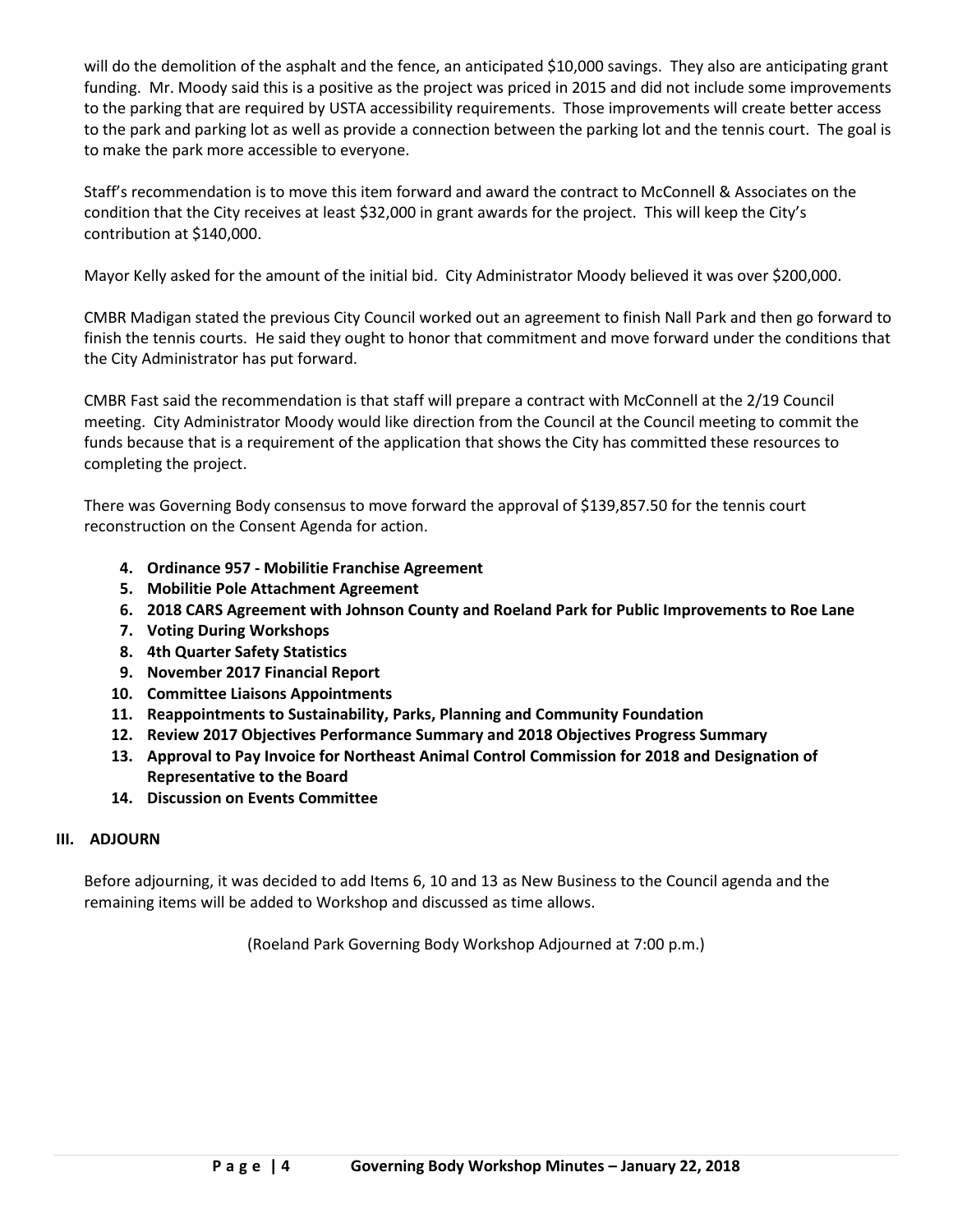will do the demolition of the asphalt and the fence, an anticipated $10,000 savings. They also are anticipating grant funding. Mr. Moody said this is a positive as the project was priced in 2015 and did not include some improvements to the parking that are required by USTA accessibility requirements. Those improvements will create better access to the park and parking lot as well as provide a connection between the parking lot and the tennis court. The goal is to make the park more accessible to everyone.

Staff's recommendation is to move this item forward and award the contract to McConnell & Associates on the condition that the City receives at least $32,000 in grant awards for the project. This will keep the City's contribution at $140,000.

Mayor Kelly asked for the amount of the initial bid. City Administrator Moody believed it was over $200,000.

CMBR Madigan stated the previous City Council worked out an agreement to finish Nall Park and then go forward to finish the tennis courts. He said they ought to honor that commitment and move forward under the conditions that the City Administrator has put forward.

CMBR Fast said the recommendation is that staff will prepare a contract with McConnell at the 2/19 Council meeting. City Administrator Moody would like direction from the Council at the Council meeting to commit the funds because that is a requirement of the application that shows the City has committed these resources to completing the project.

There was Governing Body consensus to move forward the approval of $139,857.50 for the tennis court reconstruction on the Consent Agenda for action.

4. **Ordinance 957 - Mobilitie Franchise Agreement**
5. **Mobilitie Pole Attachment Agreement**
6. **2018 CARS Agreement with Johnson County and Roeland Park for Public Improvements to Roe Lane**
7. **Voting During Workshops**
8. **4th Quarter Safety Statistics**
9. **November 2017 Financial Report**
10. **Committee Liaisons Appointments**
11. **Reappointments to Sustainability, Parks, Planning and Community Foundation**
12. **Review 2017 Objectives Performance Summary and 2018 Objectives Progress Summary**
13. **Approval to Pay Invoice for Northeast Animal Control Commission for 2018 and Designation of Representative to the Board**
14. **Discussion on Events Committee**

## III. ADJOURN

Before adjourning, it was decided to add Items 6, 10 and 13 as New Business to the Council agenda and the remaining items will be added to Workshop and discussed as time allows.

(Roeland Park Governing Body Workshop Adjourned at 7:00 p.m.)